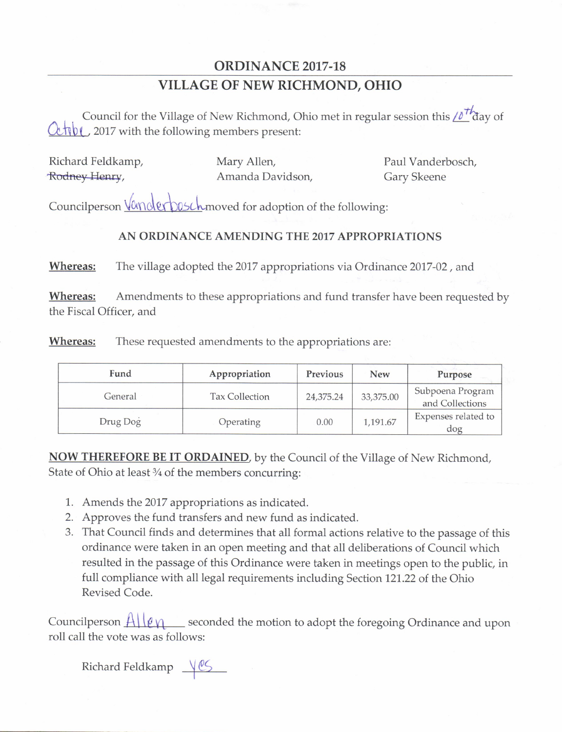# ORDINANCE 2017-18

## VILLAGE OF NEW RICHMOND, OHIO

Council for the Village of New Richmond, Ohio met in regular session this 10th day of October, 2017 with the following members present:

| | | |
|---|---|---|
| Richard Feldkamp, | Mary Allen, | Paul Vanderbosch, |
| ~~Rodney Henry~~, | Amanda Davidson, | Gary Skeene |

Councilperson Vanderbosch moved for adoption of the following:

### AN ORDINANCE AMENDING THE 2017 APPROPRIATIONS

**Whereas:** The village adopted the 2017 appropriations via Ordinance 2017-02 , and

**Whereas:** Amendments to these appropriations and fund transfer have been requested by the Fiscal Officer, and

**Whereas:** These requested amendments to the appropriations are:

| Fund | Appropriation | Previous | New | Purpose |
|---|---|---|---|---|
| General | Tax Collection | 24,375.24 | 33,375.00 | Subpoena Program and Collections |
| Drug Dog | Operating | 0.00 | 1,191.67 | Expenses related to dog |

**NOW THEREFORE BE IT ORDAINED**, by the Council of the Village of New Richmond, State of Ohio at least ¾ of the members concurring:

1. Amends the 2017 appropriations as indicated.
2. Approves the fund transfers and new fund as indicated.
3. That Council finds and determines that all formal actions relative to the passage of this ordinance were taken in an open meeting and that all deliberations of Council which resulted in the passage of this Ordinance were taken in meetings open to the public, in full compliance with all legal requirements including Section 121.22 of the Ohio Revised Code.

Councilperson Allen seconded the motion to adopt the foregoing Ordinance and upon roll call the vote was as follows:

Richard Feldkamp Yes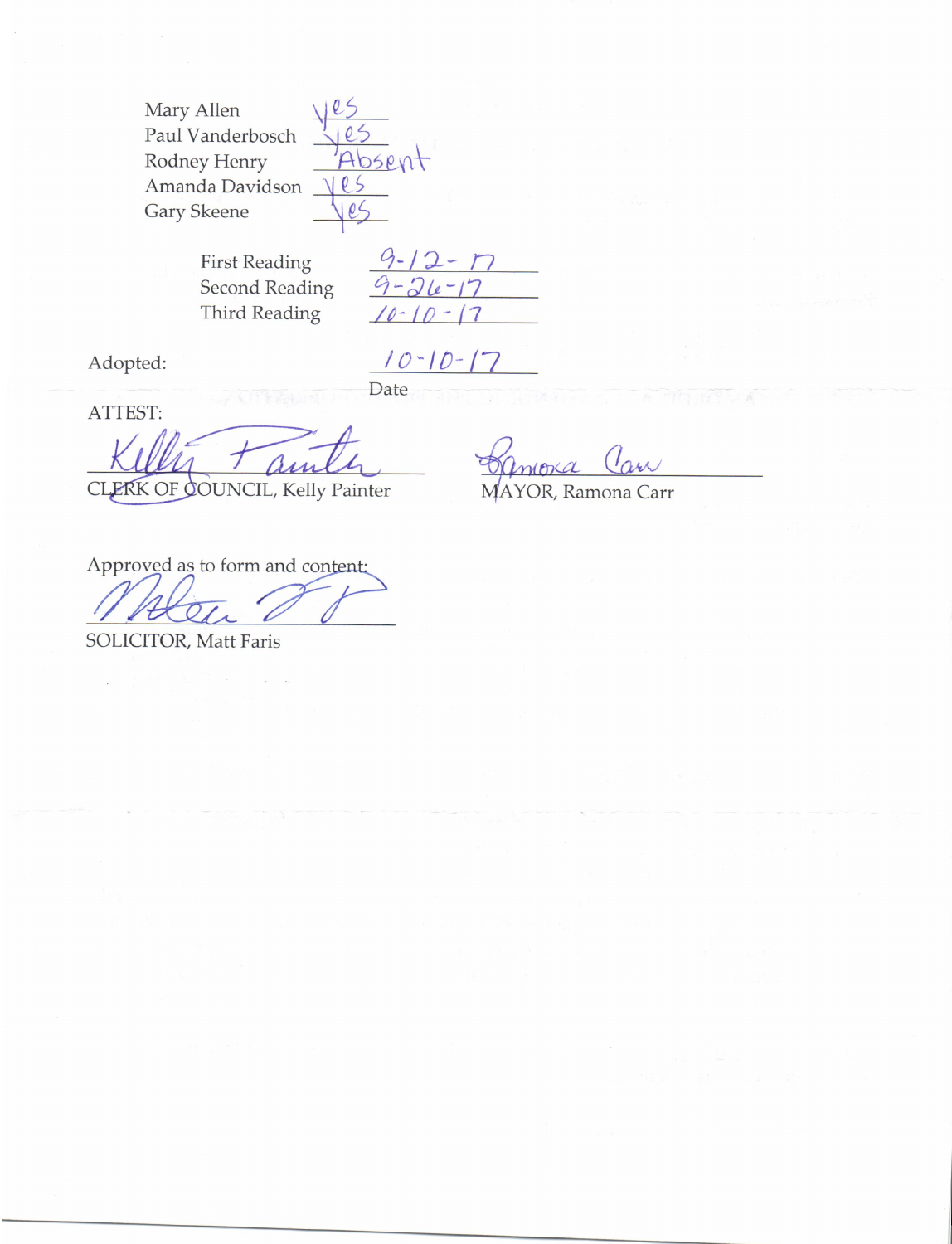| | |
|---|---|
| Mary Allen | Yes |
| Paul Vanderbosch | Yes |
| Rodney Henry | Absent |
| Amanda Davidson | Yes |
| Gary Skeene | Yes |

| | |
|---|---|
| First Reading | 9-12-17 |
| Second Reading | 9-26-17 |
| Third Reading | 10-10-17 |

Adopted: 10-10-17
Date

ATTEST:

Kelly Painter
CLERK OF COUNCIL, Kelly Painter

Ramona Carr
MAYOR, Ramona Carr

Approved as to form and content:

Matt Faris
SOLICITOR, Matt Faris